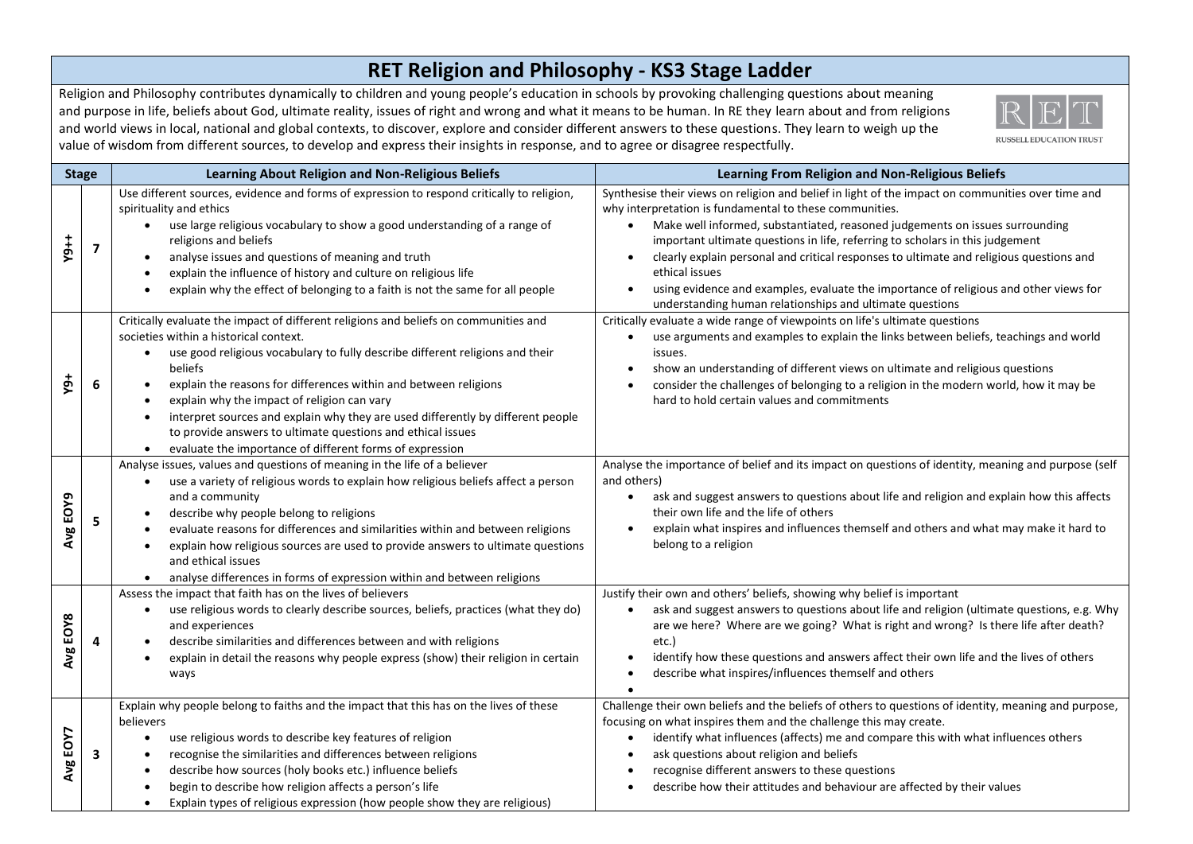# RET Religion and Philosophy - KS3 Stage Ladder

Religion and Philosophy contributes dynamically to children and young people's education in schools by provoking challenging questions about meaning and purpose in life, beliefs about God, ultimate reality, issues of right and wrong and what it means to be human. In RE they learn about and from religions and world views in local, national and global contexts, to discover, explore and consider different answers to these questions. They learn to weigh up the value of wisdom from different sources, to develop and express their insights in response, and to agree or disagree respectfully.

RUSSELL EDUCATION TRUST

| Stage | | Learning About Religion and Non-Religious Beliefs | Learning From Religion and Non-Religious Beliefs |
|---|---|---|---|
| Y9++ | 7 | Use different sources, evidence and forms of expression to respond critically to religion, spirituality and ethics<br>• use large religious vocabulary to show a good understanding of a range of religions and beliefs<br>• analyse issues and questions of meaning and truth<br>• explain the influence of history and culture on religious life<br>• explain why the effect of belonging to a faith is not the same for all people | Synthesise their views on religion and belief in light of the impact on communities over time and why interpretation is fundamental to these communities.<br>• Make well informed, substantiated, reasoned judgements on issues surrounding important ultimate questions in life, referring to scholars in this judgement<br>• clearly explain personal and critical responses to ultimate and religious questions and ethical issues<br>• using evidence and examples, evaluate the importance of religious and other views for understanding human relationships and ultimate questions |
| Y9+ | 6 | Critically evaluate the impact of different religions and beliefs on communities and societies within a historical context.<br>• use good religious vocabulary to fully describe different religions and their beliefs<br>• explain the reasons for differences within and between religions<br>• explain why the impact of religion can vary<br>• interpret sources and explain why they are used differently by different people to provide answers to ultimate questions and ethical issues<br>• evaluate the importance of different forms of expression | Critically evaluate a wide range of viewpoints on life's ultimate questions<br>• use arguments and examples to explain the links between beliefs, teachings and world issues.<br>• show an understanding of different views on ultimate and religious questions<br>• consider the challenges of belonging to a religion in the modern world, how it may be hard to hold certain values and commitments |
| Avg EOY9 | 5 | Analyse issues, values and questions of meaning in the life of a believer<br>• use a variety of religious words to explain how religious beliefs affect a person and a community<br>• describe why people belong to religions<br>• evaluate reasons for differences and similarities within and between religions<br>• explain how religious sources are used to provide answers to ultimate questions and ethical issues<br>• analyse differences in forms of expression within and between religions | Analyse the importance of belief and its impact on questions of identity, meaning and purpose (self and others)<br>• ask and suggest answers to questions about life and religion and explain how this affects their own life and the life of others<br>• explain what inspires and influences themself and others and what may make it hard to belong to a religion |
| Avg EOY8 | 4 | Assess the impact that faith has on the lives of believers<br>• use religious words to clearly describe sources, beliefs, practices (what they do) and experiences<br>• describe similarities and differences between and with religions<br>• explain in detail the reasons why people express (show) their religion in certain ways | Justify their own and others' beliefs, showing why belief is important<br>• ask and suggest answers to questions about life and religion (ultimate questions, e.g. Why are we here? Where are we going? What is right and wrong? Is there life after death? etc.)<br>• identify how these questions and answers affect their own life and the lives of others<br>• describe what inspires/influences themself and others<br>• |
| Avg EOY7 | 3 | Explain why people belong to faiths and the impact that this has on the lives of these believers<br>• use religious words to describe key features of religion<br>• recognise the similarities and differences between religions<br>• describe how sources (holy books etc.) influence beliefs<br>• begin to describe how religion affects a person's life<br>• Explain types of religious expression (how people show they are religious) | Challenge their own beliefs and the beliefs of others to questions of identity, meaning and purpose, focusing on what inspires them and the challenge this may create.<br>• identify what influences (affects) me and compare this with what influences others<br>• ask questions about religion and beliefs<br>• recognise different answers to these questions<br>• describe how their attitudes and behaviour are affected by their values |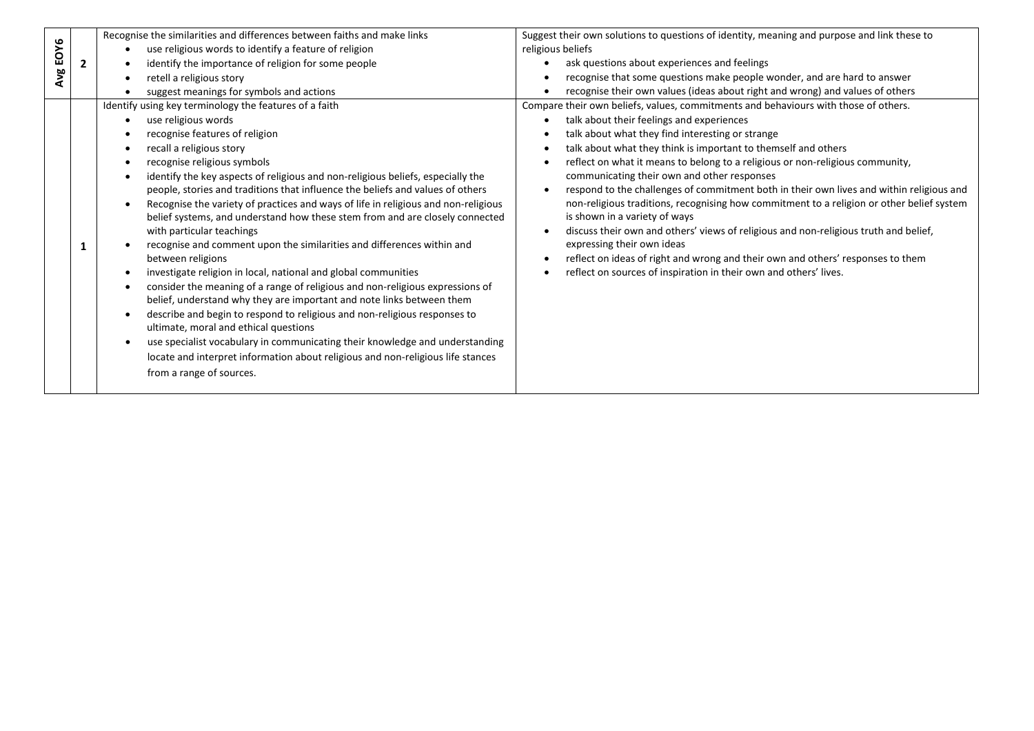| | | | |
|---|---|---|---|
| Avg EOY6 | 2 | Recognise the similarities and differences between faiths and make links<br>• use religious words to identify a feature of religion<br>• identify the importance of religion for some people<br>• retell a religious story<br>• suggest meanings for symbols and actions | Suggest their own solutions to questions of identity, meaning and purpose and link these to religious beliefs<br>• ask questions about experiences and feelings<br>• recognise that some questions make people wonder, and are hard to answer<br>• recognise their own values (ideas about right and wrong) and values of others |
| | 1 | Identify using key terminology the features of a faith<br>• use religious words<br>• recognise features of religion<br>• recall a religious story<br>• recognise religious symbols<br>• identify the key aspects of religious and non-religious beliefs, especially the people, stories and traditions that influence the beliefs and values of others<br>• Recognise the variety of practices and ways of life in religious and non-religious belief systems, and understand how these stem from and are closely connected with particular teachings<br>• recognise and comment upon the similarities and differences within and between religions<br>• investigate religion in local, national and global communities<br>• consider the meaning of a range of religious and non-religious expressions of belief, understand why they are important and note links between them<br>• describe and begin to respond to religious and non-religious responses to ultimate, moral and ethical questions<br>• use specialist vocabulary in communicating their knowledge and understanding locate and interpret information about religious and non-religious life stances from a range of sources. | Compare their own beliefs, values, commitments and behaviours with those of others.<br>• talk about their feelings and experiences<br>• talk about what they find interesting or strange<br>• talk about what they think is important to themself and others<br>• reflect on what it means to belong to a religious or non-religious community, communicating their own and other responses<br>• respond to the challenges of commitment both in their own lives and within religious and non-religious traditions, recognising how commitment to a religion or other belief system is shown in a variety of ways<br>• discuss their own and others' views of religious and non-religious truth and belief, expressing their own ideas<br>• reflect on ideas of right and wrong and their own and others' responses to them<br>• reflect on sources of inspiration in their own and others' lives. |